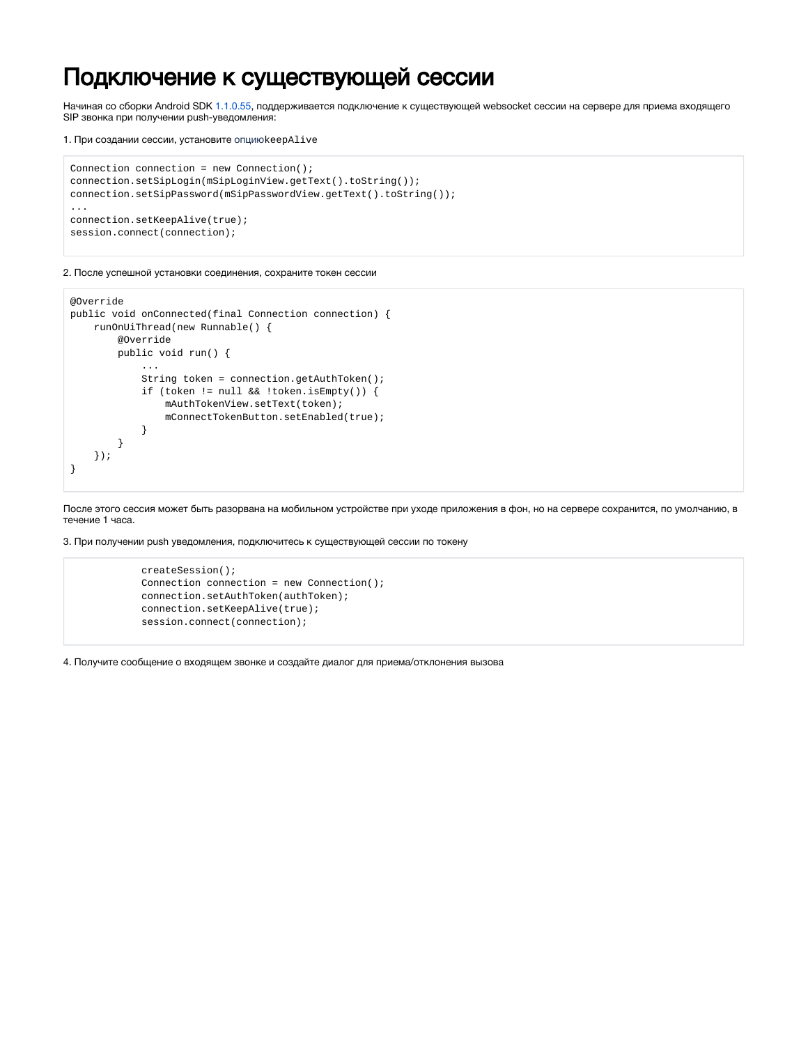# Подключение к существующей сессии

Начиная со сборки Android SDK 1.1.0.55, поддерживается подключение к существующей websocket сессии на сервере для приема входящего SIP звонка при получении push-уведомления:

1. При создании сессии, установите опцию `keepAlive`

```
Connection connection = new Connection();
connection.setSipLogin(mSipLoginView.getText().toString());
connection.setSipPassword(mSipPasswordView.getText().toString());
...
connection.setKeepAlive(true);
session.connect(connection);
```

2. После успешной установки соединения, сохраните токен сессии

```
@Override
public void onConnected(final Connection connection) {
    runOnUiThread(new Runnable() {
        @Override
        public void run() {
            ...
            String token = connection.getAuthToken();
            if (token != null && !token.isEmpty()) {
                mAuthTokenView.setText(token);
                mConnectTokenButton.setEnabled(true);
            }
        }
    });
}
```

После этого сессия может быть разорвана на мобильном устройстве при уходе приложения в фон, но на сервере сохранится, по умолчанию, в течение 1 часа.

3. При получении push уведомления, подключитесь к существующей сессии по токену

```
            createSession();
            Connection connection = new Connection();
            connection.setAuthToken(authToken);
            connection.setKeepAlive(true);
            session.connect(connection);
```

4. Получите сообщение о входящем звонке и создайте диалог для приема/отклонения вызова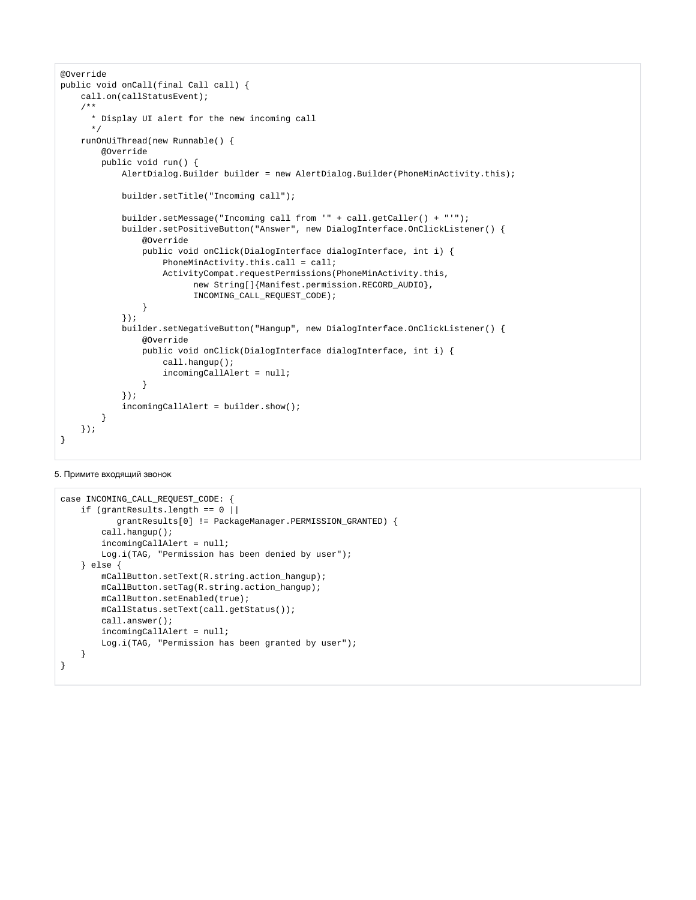```
@Override
public void onCall(final Call call) {
    call.on(callStatusEvent);
    /**
      * Display UI alert for the new incoming call
      */
    runOnUiThread(new Runnable() {
        @Override
        public void run() {
            AlertDialog.Builder builder = new AlertDialog.Builder(PhoneMinActivity.this);

            builder.setTitle("Incoming call");

            builder.setMessage("Incoming call from '" + call.getCaller() + "'");
            builder.setPositiveButton("Answer", new DialogInterface.OnClickListener() {
                @Override
                public void onClick(DialogInterface dialogInterface, int i) {
                    PhoneMinActivity.this.call = call;
                    ActivityCompat.requestPermissions(PhoneMinActivity.this,
                          new String[]{Manifest.permission.RECORD_AUDIO},
                          INCOMING_CALL_REQUEST_CODE);
                }
            });
            builder.setNegativeButton("Hangup", new DialogInterface.OnClickListener() {
                @Override
                public void onClick(DialogInterface dialogInterface, int i) {
                    call.hangup();
                    incomingCallAlert = null;
                }
            });
            incomingCallAlert = builder.show();
        }
    });
}
```

5. Примите входящий звонок

```
case INCOMING_CALL_REQUEST_CODE: {
    if (grantResults.length == 0 ||
          grantResults[0] != PackageManager.PERMISSION_GRANTED) {
        call.hangup();
        incomingCallAlert = null;
        Log.i(TAG, "Permission has been denied by user");
    } else {
        mCallButton.setText(R.string.action_hangup);
        mCallButton.setTag(R.string.action_hangup);
        mCallButton.setEnabled(true);
        mCallStatus.setText(call.getStatus());
        call.answer();
        incomingCallAlert = null;
        Log.i(TAG, "Permission has been granted by user");
    }
}
```